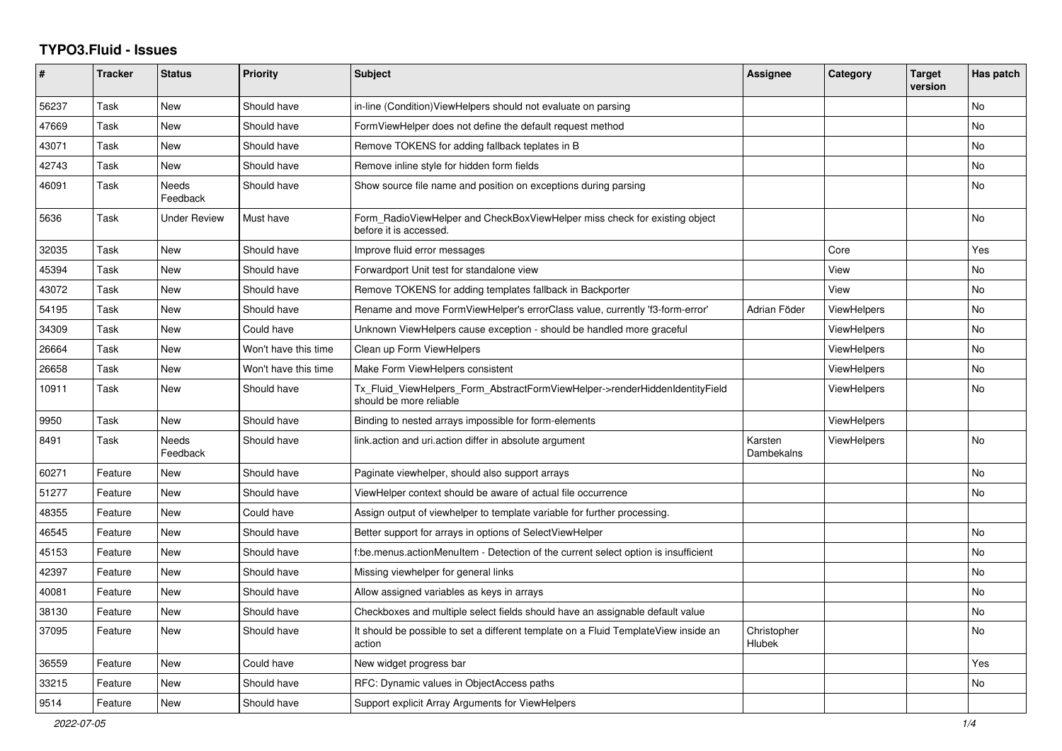# TYPO3.Fluid - Issues

| # | Tracker | Status | Priority | Subject | Assignee | Category | Target version | Has patch |
|---|---|---|---|---|---|---|---|---|
| 56237 | Task | New | Should have | in-line (Condition)ViewHelpers should not evaluate on parsing | | | | No |
| 47669 | Task | New | Should have | FormViewHelper does not define the default request method | | | | No |
| 43071 | Task | New | Should have | Remove TOKENS for adding fallback teplates in B | | | | No |
| 42743 | Task | New | Should have | Remove inline style for hidden form fields | | | | No |
| 46091 | Task | Needs Feedback | Should have | Show source file name and position on exceptions during parsing | | | | No |
| 5636 | Task | Under Review | Must have | Form_RadioViewHelper and CheckBoxViewHelper miss check for existing object before it is accessed. | | | | No |
| 32035 | Task | New | Should have | Improve fluid error messages | | Core | | Yes |
| 45394 | Task | New | Should have | Forwardport Unit test for standalone view | | View | | No |
| 43072 | Task | New | Should have | Remove TOKENS for adding templates fallback in Backporter | | View | | No |
| 54195 | Task | New | Should have | Rename and move FormViewHelper's errorClass value, currently 'f3-form-error' | Adrian Föder | ViewHelpers | | No |
| 34309 | Task | New | Could have | Unknown ViewHelpers cause exception - should be handled more graceful | | ViewHelpers | | No |
| 26664 | Task | New | Won't have this time | Clean up Form ViewHelpers | | ViewHelpers | | No |
| 26658 | Task | New | Won't have this time | Make Form ViewHelpers consistent | | ViewHelpers | | No |
| 10911 | Task | New | Should have | Tx_Fluid_ViewHelpers_Form_AbstractFormViewHelper->renderHiddenIdentityField should be more reliable | | ViewHelpers | | No |
| 9950 | Task | New | Should have | Binding to nested arrays impossible for form-elements | | ViewHelpers | | |
| 8491 | Task | Needs Feedback | Should have | link.action and uri.action differ in absolute argument | Karsten Dambekalns | ViewHelpers | | No |
| 60271 | Feature | New | Should have | Paginate viewhelper, should also support arrays | | | | No |
| 51277 | Feature | New | Should have | ViewHelper context should be aware of actual file occurrence | | | | No |
| 48355 | Feature | New | Could have | Assign output of viewhelper to template variable for further processing. | | | | |
| 46545 | Feature | New | Should have | Better support for arrays in options of SelectViewHelper | | | | No |
| 45153 | Feature | New | Should have | f:be.menus.actionMenuItem - Detection of the current select option is insufficient | | | | No |
| 42397 | Feature | New | Should have | Missing viewhelper for general links | | | | No |
| 40081 | Feature | New | Should have | Allow assigned variables as keys in arrays | | | | No |
| 38130 | Feature | New | Should have | Checkboxes and multiple select fields should have an assignable default value | | | | No |
| 37095 | Feature | New | Should have | It should be possible to set a different template on a Fluid TemplateView inside an action | Christopher Hlubek | | | No |
| 36559 | Feature | New | Could have | New widget progress bar | | | | Yes |
| 33215 | Feature | New | Should have | RFC: Dynamic values in ObjectAccess paths | | | | No |
| 9514 | Feature | New | Should have | Support explicit Array Arguments for ViewHelpers | | | | |

2022-07-05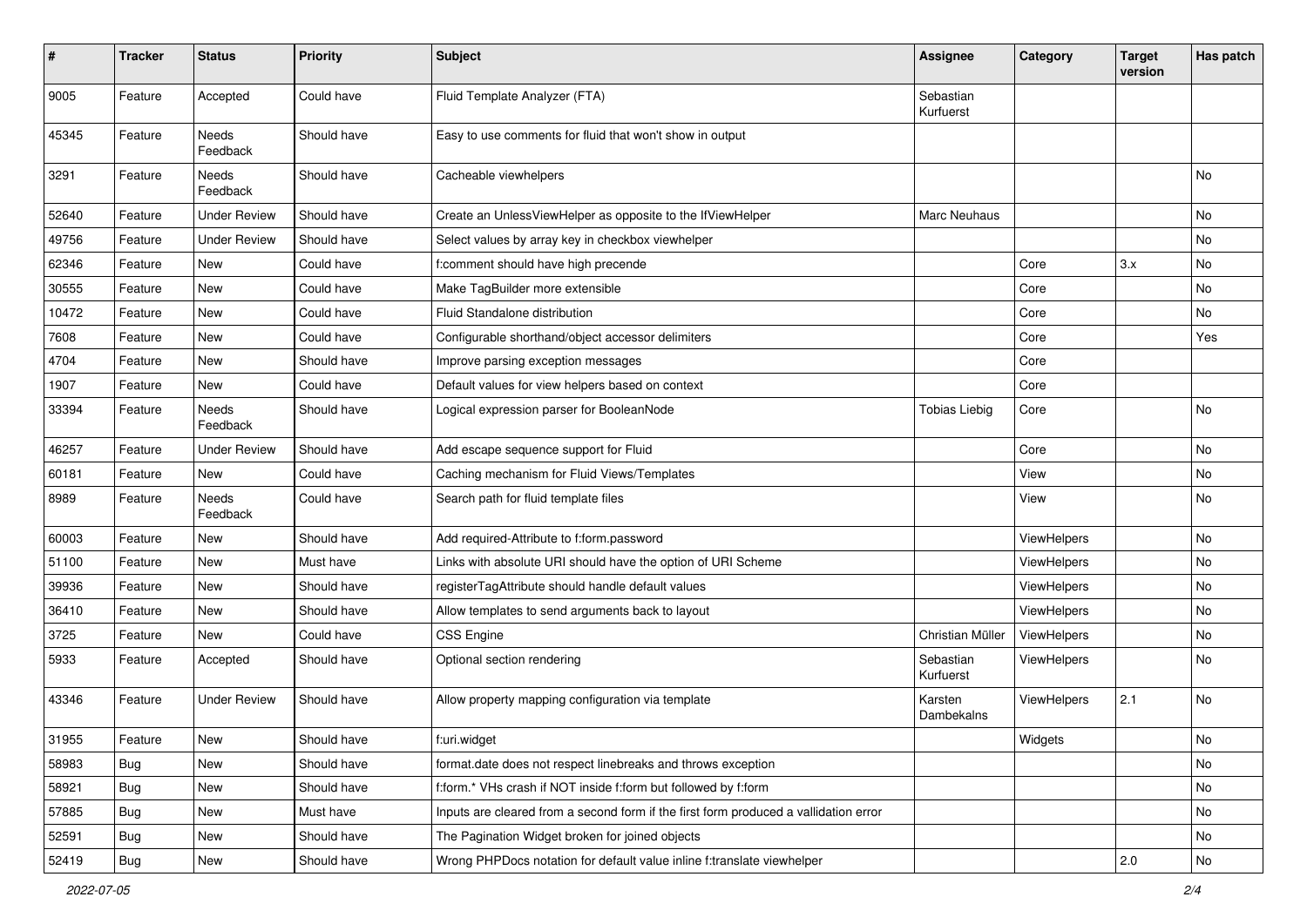| # | Tracker | Status | Priority | Subject | Assignee | Category | Target version | Has patch |
|---|---|---|---|---|---|---|---|---|
| 9005 | Feature | Accepted | Could have | Fluid Template Analyzer (FTA) | Sebastian Kurfuerst | | | |
| 45345 | Feature | Needs Feedback | Should have | Easy to use comments for fluid that won't show in output | | | | |
| 3291 | Feature | Needs Feedback | Should have | Cacheable viewhelpers | | | | No |
| 52640 | Feature | Under Review | Should have | Create an UnlessViewHelper as opposite to the IfViewHelper | Marc Neuhaus | | | No |
| 49756 | Feature | Under Review | Should have | Select values by array key in checkbox viewhelper | | | | No |
| 62346 | Feature | New | Could have | f:comment should have high precende | | Core | 3.x | No |
| 30555 | Feature | New | Could have | Make TagBuilder more extensible | | Core | | No |
| 10472 | Feature | New | Could have | Fluid Standalone distribution | | Core | | No |
| 7608 | Feature | New | Could have | Configurable shorthand/object accessor delimiters | | Core | | Yes |
| 4704 | Feature | New | Should have | Improve parsing exception messages | | Core | | |
| 1907 | Feature | New | Could have | Default values for view helpers based on context | | Core | | |
| 33394 | Feature | Needs Feedback | Should have | Logical expression parser for BooleanNode | Tobias Liebig | Core | | No |
| 46257 | Feature | Under Review | Should have | Add escape sequence support for Fluid | | Core | | No |
| 60181 | Feature | New | Could have | Caching mechanism for Fluid Views/Templates | | View | | No |
| 8989 | Feature | Needs Feedback | Could have | Search path for fluid template files | | View | | No |
| 60003 | Feature | New | Should have | Add required-Attribute to f:form.password | | ViewHelpers | | No |
| 51100 | Feature | New | Must have | Links with absolute URI should have the option of URI Scheme | | ViewHelpers | | No |
| 39936 | Feature | New | Should have | registerTagAttribute should handle default values | | ViewHelpers | | No |
| 36410 | Feature | New | Should have | Allow templates to send arguments back to layout | | ViewHelpers | | No |
| 3725 | Feature | New | Could have | CSS Engine | Christian Müller | ViewHelpers | | No |
| 5933 | Feature | Accepted | Should have | Optional section rendering | Sebastian Kurfuerst | ViewHelpers | | No |
| 43346 | Feature | Under Review | Should have | Allow property mapping configuration via template | Karsten Dambekalns | ViewHelpers | 2.1 | No |
| 31955 | Feature | New | Should have | f:uri.widget | | Widgets | | No |
| 58983 | Bug | New | Should have | format.date does not respect linebreaks and throws exception | | | | No |
| 58921 | Bug | New | Should have | f:form.* VHs crash if NOT inside f:form but followed by f:form | | | | No |
| 57885 | Bug | New | Must have | Inputs are cleared from a second form if the first form produced a vallidation error | | | | No |
| 52591 | Bug | New | Should have | The Pagination Widget broken for joined objects | | | | No |
| 52419 | Bug | New | Should have | Wrong PHPDocs notation for default value inline f:translate viewhelper | | | 2.0 | No |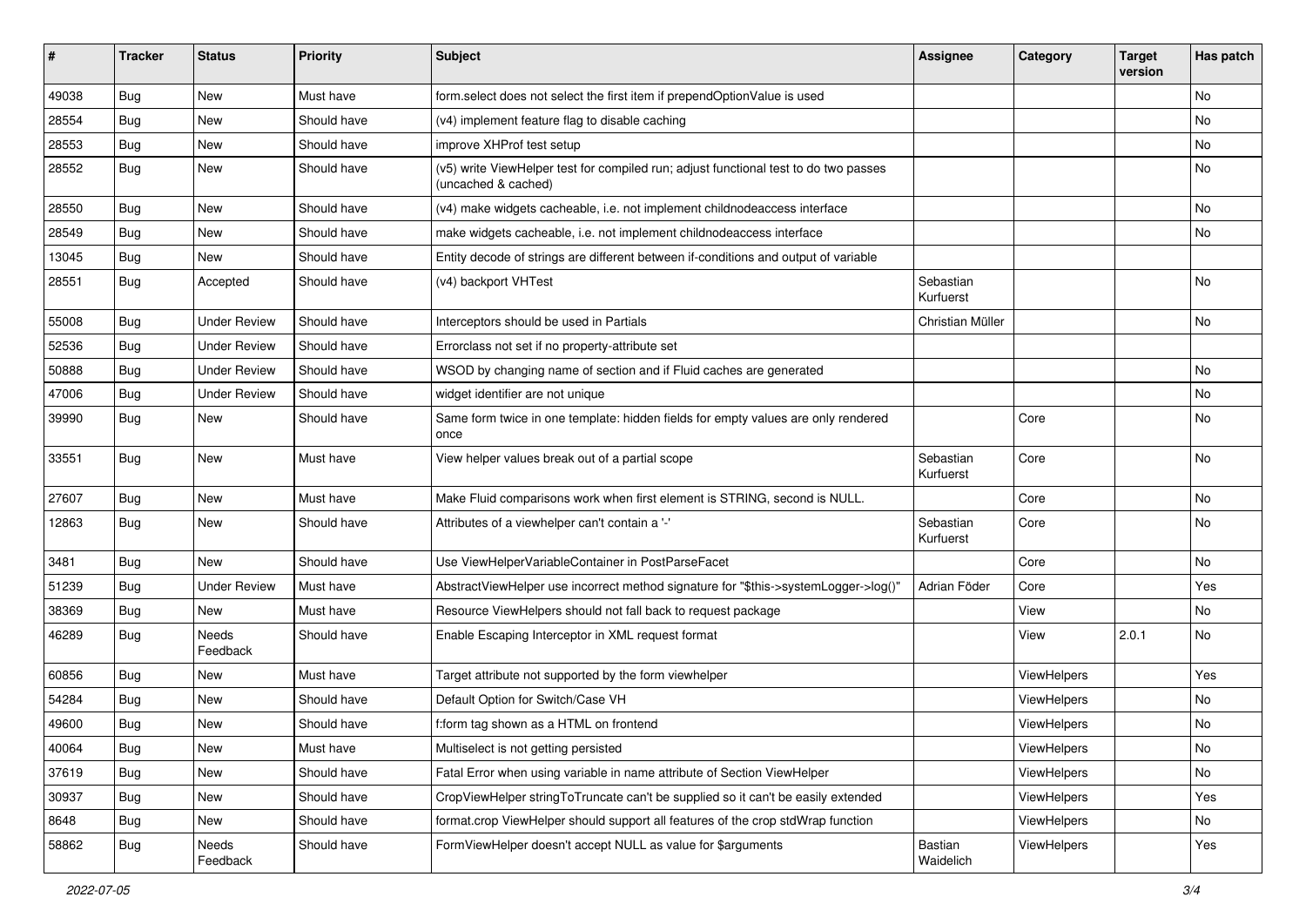| # | Tracker | Status | Priority | Subject | Assignee | Category | Target version | Has patch |
|---|---|---|---|---|---|---|---|---|
| 49038 | Bug | New | Must have | form.select does not select the first item if prependOptionValue is used | | | | No |
| 28554 | Bug | New | Should have | (v4) implement feature flag to disable caching | | | | No |
| 28553 | Bug | New | Should have | improve XHProf test setup | | | | No |
| 28552 | Bug | New | Should have | (v5) write ViewHelper test for compiled run; adjust functional test to do two passes (uncached & cached) | | | | No |
| 28550 | Bug | New | Should have | (v4) make widgets cacheable, i.e. not implement childnodeaccess interface | | | | No |
| 28549 | Bug | New | Should have | make widgets cacheable, i.e. not implement childnodeaccess interface | | | | No |
| 13045 | Bug | New | Should have | Entity decode of strings are different between if-conditions and output of variable | | | | |
| 28551 | Bug | Accepted | Should have | (v4) backport VHTest | Sebastian Kurfuerst | | | No |
| 55008 | Bug | Under Review | Should have | Interceptors should be used in Partials | Christian Müller | | | No |
| 52536 | Bug | Under Review | Should have | Errorclass not set if no property-attribute set | | | | |
| 50888 | Bug | Under Review | Should have | WSOD by changing name of section and if Fluid caches are generated | | | | No |
| 47006 | Bug | Under Review | Should have | widget identifier are not unique | | | | No |
| 39990 | Bug | New | Should have | Same form twice in one template: hidden fields for empty values are only rendered once | | Core | | No |
| 33551 | Bug | New | Must have | View helper values break out of a partial scope | Sebastian Kurfuerst | Core | | No |
| 27607 | Bug | New | Must have | Make Fluid comparisons work when first element is STRING, second is NULL. | | Core | | No |
| 12863 | Bug | New | Should have | Attributes of a viewhelper can't contain a '-' | Sebastian Kurfuerst | Core | | No |
| 3481 | Bug | New | Should have | Use ViewHelperVariableContainer in PostParseFacet | | Core | | No |
| 51239 | Bug | Under Review | Must have | AbstractViewHelper use incorrect method signature for "$this->systemLogger->log()" | Adrian Föder | Core | | Yes |
| 38369 | Bug | New | Must have | Resource ViewHelpers should not fall back to request package | | View | | No |
| 46289 | Bug | Needs Feedback | Should have | Enable Escaping Interceptor in XML request format | | View | 2.0.1 | No |
| 60856 | Bug | New | Must have | Target attribute not supported by the form viewhelper | | ViewHelpers | | Yes |
| 54284 | Bug | New | Should have | Default Option for Switch/Case VH | | ViewHelpers | | No |
| 49600 | Bug | New | Should have | f:form tag shown as a HTML on frontend | | ViewHelpers | | No |
| 40064 | Bug | New | Must have | Multiselect is not getting persisted | | ViewHelpers | | No |
| 37619 | Bug | New | Should have | Fatal Error when using variable in name attribute of Section ViewHelper | | ViewHelpers | | No |
| 30937 | Bug | New | Should have | CropViewHelper stringToTruncate can't be supplied so it can't be easily extended | | ViewHelpers | | Yes |
| 8648 | Bug | New | Should have | format.crop ViewHelper should support all features of the crop stdWrap function | | ViewHelpers | | No |
| 58862 | Bug | Needs Feedback | Should have | FormViewHelper doesn't accept NULL as value for $arguments | Bastian Waidelich | ViewHelpers | | Yes |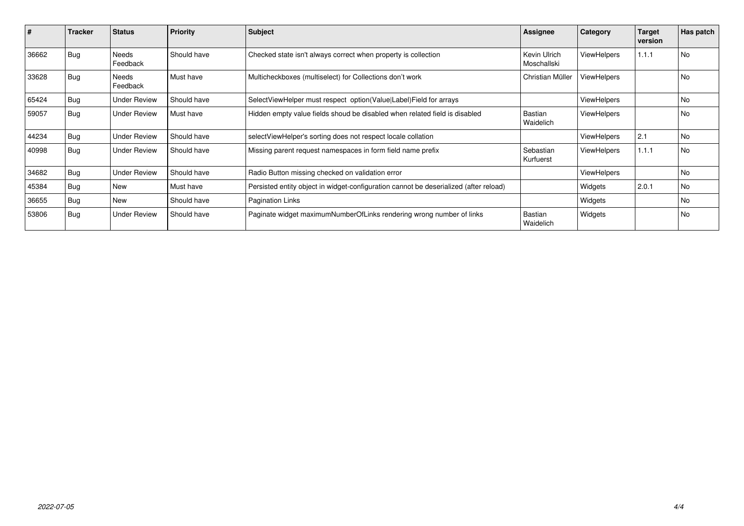| # | Tracker | Status | Priority | Subject | Assignee | Category | Target version | Has patch |
|---|---|---|---|---|---|---|---|---|
| 36662 | Bug | Needs Feedback | Should have | Checked state isn't always correct when property is collection | Kevin Ulrich Moschallski | ViewHelpers | 1.1.1 | No |
| 33628 | Bug | Needs Feedback | Must have | Multicheckboxes (multiselect) for Collections don't work | Christian Müller | ViewHelpers | | No |
| 65424 | Bug | Under Review | Should have | SelectViewHelper must respect option(Value|Label)Field for arrays | | ViewHelpers | | No |
| 59057 | Bug | Under Review | Must have | Hidden empty value fields shoud be disabled when related field is disabled | Bastian Waidelich | ViewHelpers | | No |
| 44234 | Bug | Under Review | Should have | selectViewHelper's sorting does not respect locale collation | | ViewHelpers | 2.1 | No |
| 40998 | Bug | Under Review | Should have | Missing parent request namespaces in form field name prefix | Sebastian Kurfuerst | ViewHelpers | 1.1.1 | No |
| 34682 | Bug | Under Review | Should have | Radio Button missing checked on validation error | | ViewHelpers | | No |
| 45384 | Bug | New | Must have | Persisted entity object in widget-configuration cannot be deserialized (after reload) | | Widgets | 2.0.1 | No |
| 36655 | Bug | New | Should have | Pagination Links | | Widgets | | No |
| 53806 | Bug | Under Review | Should have | Paginate widget maximumNumberOfLinks rendering wrong number of links | Bastian Waidelich | Widgets | | No |